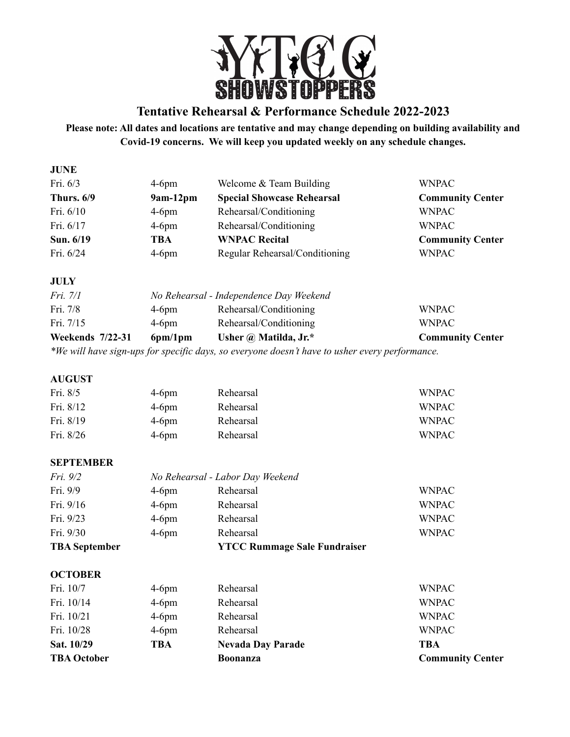# YTCC SHOWSTOPPERS

## Tentative Rehearsal & Performance Schedule 2022-2023

**Please note: All dates and locations are tentative and may change depending on building availability and Covid-19 concerns. We will keep you updated weekly on any schedule changes.**

### JUNE

| Date | Time | Event | Location |
|---|---|---|---|
| Fri. 6/3 | 4-6pm | Welcome & Team Building | WNPAC |
| **Thurs. 6/9** | **9am-12pm** | **Special Showcase Rehearsal** | **Community Center** |
| Fri. 6/10 | 4-6pm | Rehearsal/Conditioning | WNPAC |
| Fri. 6/17 | 4-6pm | Rehearsal/Conditioning | WNPAC |
| **Sun. 6/19** | **TBA** | **WNPAC Recital** | **Community Center** |
| Fri. 6/24 | 4-6pm | Regular Rehearsal/Conditioning | WNPAC |

### JULY

| Date | Time | Event | Location |
|---|---|---|---|
| *Fri. 7/1* | *No Rehearsal - Independence Day Weekend* | | |
| Fri. 7/8 | 4-6pm | Rehearsal/Conditioning | WNPAC |
| Fri. 7/15 | 4-6pm | Rehearsal/Conditioning | WNPAC |
| **Weekends 7/22-31** | **6pm/1pm** | **Usher @ Matilda, Jr.*** | **Community Center** |

*\*We will have sign-ups for specific days, so everyone doesn't have to usher every performance.*

### AUGUST

| Date | Time | Event | Location |
|---|---|---|---|
| Fri. 8/5 | 4-6pm | Rehearsal | WNPAC |
| Fri. 8/12 | 4-6pm | Rehearsal | WNPAC |
| Fri. 8/19 | 4-6pm | Rehearsal | WNPAC |
| Fri. 8/26 | 4-6pm | Rehearsal | WNPAC |

### SEPTEMBER

| Date | Time | Event | Location |
|---|---|---|---|
| *Fri. 9/2* | *No Rehearsal - Labor Day Weekend* | | |
| Fri. 9/9 | 4-6pm | Rehearsal | WNPAC |
| Fri. 9/16 | 4-6pm | Rehearsal | WNPAC |
| Fri. 9/23 | 4-6pm | Rehearsal | WNPAC |
| Fri. 9/30 | 4-6pm | Rehearsal | WNPAC |
| **TBA September** | | **YTCC Rummage Sale Fundraiser** | |

### OCTOBER

| Date | Time | Event | Location |
|---|---|---|---|
| Fri. 10/7 | 4-6pm | Rehearsal | WNPAC |
| Fri. 10/14 | 4-6pm | Rehearsal | WNPAC |
| Fri. 10/21 | 4-6pm | Rehearsal | WNPAC |
| Fri. 10/28 | 4-6pm | Rehearsal | WNPAC |
| **Sat. 10/29** | **TBA** | **Nevada Day Parade** | **TBA** |
| **TBA October** | | **Boonanza** | **Community Center** |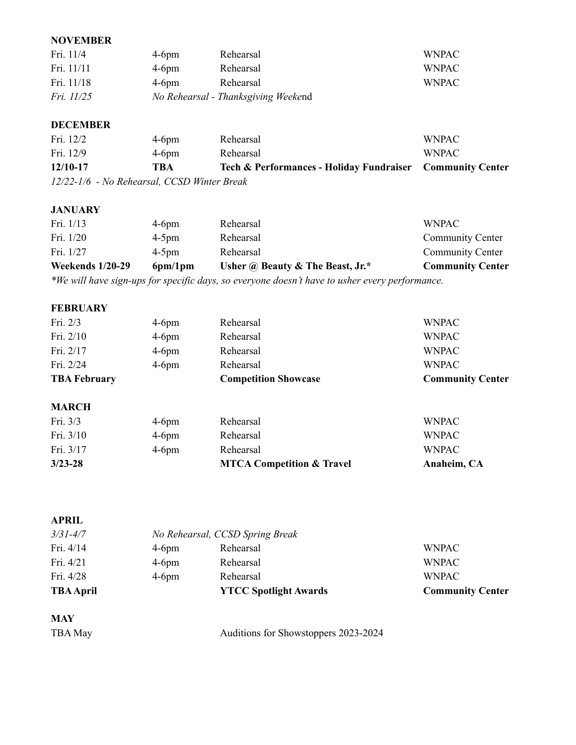**NOVEMBER**

| | | | |
|---|---|---|---|
| Fri. 11/4 | 4-6pm | Rehearsal | WNPAC |
| Fri. 11/11 | 4-6pm | Rehearsal | WNPAC |
| Fri. 11/18 | 4-6pm | Rehearsal | WNPAC |
| *Fri. 11/25* | *No Rehearsal - Thanksgiving Weekend* | | |

**DECEMBER**

| | | | |
|---|---|---|---|
| Fri. 12/2 | 4-6pm | Rehearsal | WNPAC |
| Fri. 12/9 | 4-6pm | Rehearsal | WNPAC |
| **12/10-17** | **TBA** | **Tech & Performances - Holiday Fundraiser** | **Community Center** |

*12/22-1/6 - No Rehearsal, CCSD Winter Break*

**JANUARY**

| | | | |
|---|---|---|---|
| Fri. 1/13 | 4-6pm | Rehearsal | WNPAC |
| Fri. 1/20 | 4-5pm | Rehearsal | Community Center |
| Fri. 1/27 | 4-5pm | Rehearsal | Community Center |
| **Weekends 1/20-29** | **6pm/1pm** | **Usher @ Beauty & The Beast, Jr.*** | **Community Center** |

*\*We will have sign-ups for specific days, so everyone doesn't have to usher every performance.*

**FEBRUARY**

| | | | |
|---|---|---|---|
| Fri. 2/3 | 4-6pm | Rehearsal | WNPAC |
| Fri. 2/10 | 4-6pm | Rehearsal | WNPAC |
| Fri. 2/17 | 4-6pm | Rehearsal | WNPAC |
| Fri. 2/24 | 4-6pm | Rehearsal | WNPAC |
| **TBA February** | | **Competition Showcase** | **Community Center** |

**MARCH**

| | | | |
|---|---|---|---|
| Fri. 3/3 | 4-6pm | Rehearsal | WNPAC |
| Fri. 3/10 | 4-6pm | Rehearsal | WNPAC |
| Fri. 3/17 | 4-6pm | Rehearsal | WNPAC |
| **3/23-28** | | **MTCA Competition & Travel** | **Anaheim, CA** |

**APRIL**

| | | | |
|---|---|---|---|
| *3/31-4/7* | *No Rehearsal, CCSD Spring Break* | | |
| Fri. 4/14 | 4-6pm | Rehearsal | WNPAC |
| Fri. 4/21 | 4-6pm | Rehearsal | WNPAC |
| Fri. 4/28 | 4-6pm | Rehearsal | WNPAC |
| **TBA April** | | **YTCC Spotlight Awards** | **Community Center** |

**MAY**

| | | |
|---|---|---|
| TBA May | | Auditions for Showstoppers 2023-2024 |